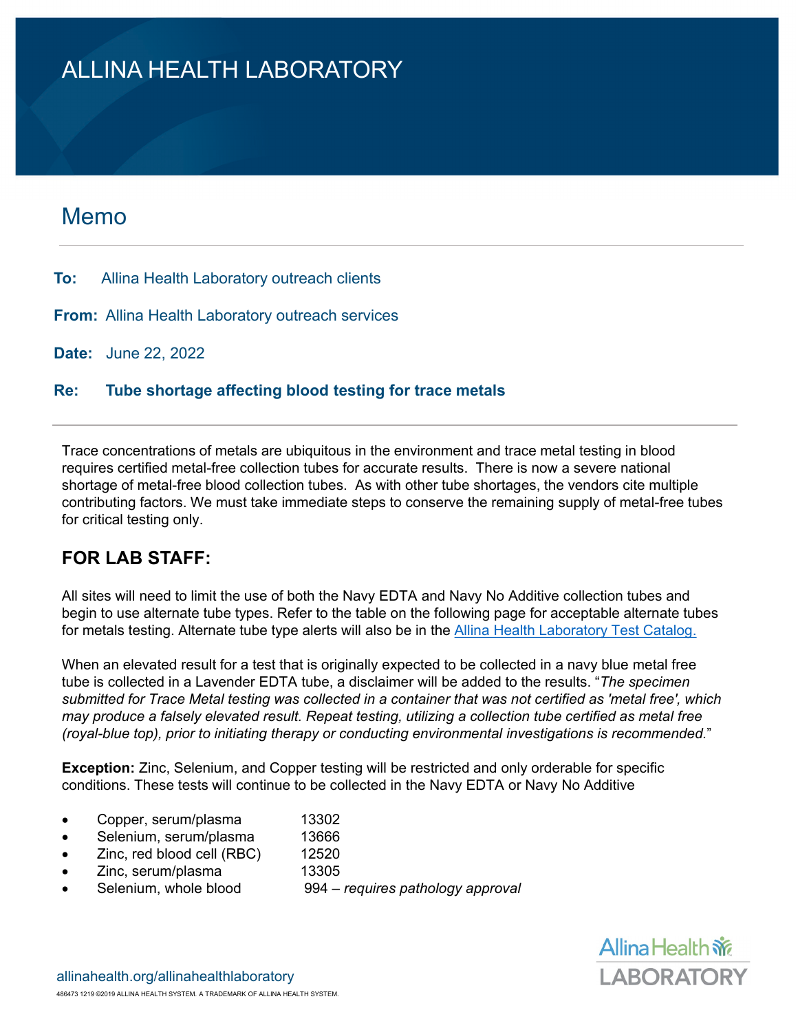# ALLINA HEALTH LABORATORY

## Memo

**To:** Allina Health Laboratory outreach clients

**From:** Allina Health Laboratory outreach services

**Date:** June 22, 2022

**Re:** **Tube shortage affecting blood testing for trace metals**

---

Trace concentrations of metals are ubiquitous in the environment and trace metal testing in blood requires certified metal-free collection tubes for accurate results. There is now a severe national shortage of metal-free blood collection tubes. As with other tube shortages, the vendors cite multiple contributing factors. We must take immediate steps to conserve the remaining supply of metal-free tubes for critical testing only.

## FOR LAB STAFF:

All sites will need to limit the use of both the Navy EDTA and Navy No Additive collection tubes and begin to use alternate tube types. Refer to the table on the following page for acceptable alternate tubes for metals testing. Alternate tube type alerts will also be in the [Allina Health Laboratory Test Catalog.]()

When an elevated result for a test that is originally expected to be collected in a navy blue metal free tube is collected in a Lavender EDTA tube, a disclaimer will be added to the results. "*The specimen submitted for Trace Metal testing was collected in a container that was not certified as 'metal free', which may produce a falsely elevated result. Repeat testing, utilizing a collection tube certified as metal free (royal-blue top), prior to initiating therapy or conducting environmental investigations is recommended.*"

**Exception:** Zinc, Selenium, and Copper testing will be restricted and only orderable for specific conditions. These tests will continue to be collected in the Navy EDTA or Navy No Additive

- Copper, serum/plasma 13302
- Selenium, serum/plasma 13666
- Zinc, red blood cell (RBC) 12520
- Zinc, serum/plasma 13305
- Selenium, whole blood 994 – *requires pathology approval*

allinahealth.org/allinahealthlaboratory

486473 1219 ©2019 ALLINA HEALTH SYSTEM. A TRADEMARK OF ALLINA HEALTH SYSTEM.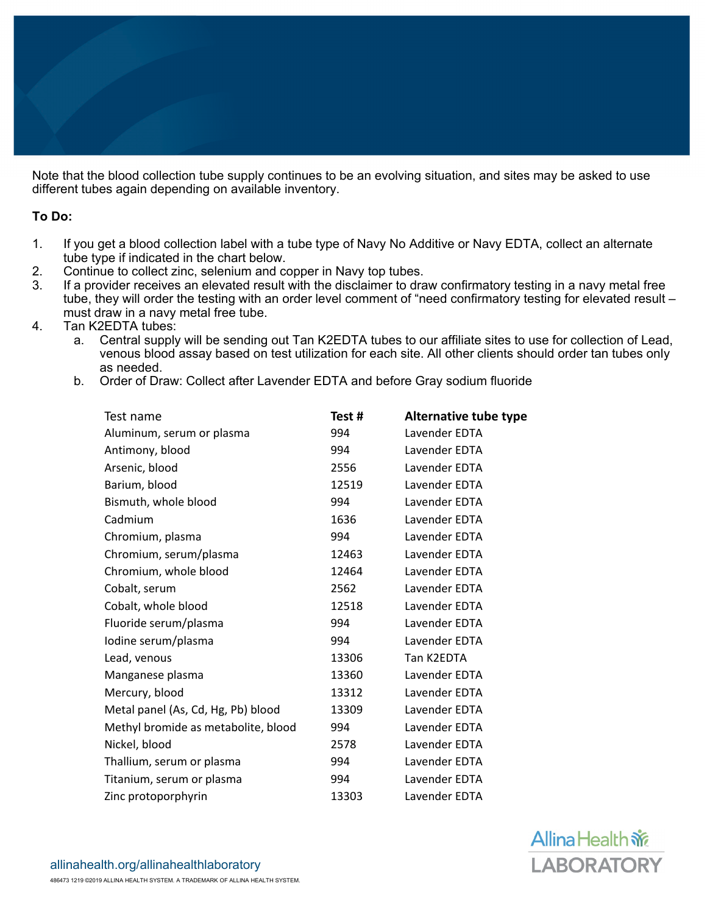Note that the blood collection tube supply continues to be an evolving situation, and sites may be asked to use different tubes again depending on available inventory.

**To Do:**

1. If you get a blood collection label with a tube type of Navy No Additive or Navy EDTA, collect an alternate tube type if indicated in the chart below.
2. Continue to collect zinc, selenium and copper in Navy top tubes.
3. If a provider receives an elevated result with the disclaimer to draw confirmatory testing in a navy metal free tube, they will order the testing with an order level comment of "need confirmatory testing for elevated result – must draw in a navy metal free tube.
4. Tan K2EDTA tubes:
   a. Central supply will be sending out Tan K2EDTA tubes to our affiliate sites to use for collection of Lead, venous blood assay based on test utilization for each site. All other clients should order tan tubes only as needed.
   b. Order of Draw: Collect after Lavender EDTA and before Gray sodium fluoride

| Test name | Test # | Alternative tube type |
|---|---|---|
| Aluminum, serum or plasma | 994 | Lavender EDTA |
| Antimony, blood | 994 | Lavender EDTA |
| Arsenic, blood | 2556 | Lavender EDTA |
| Barium, blood | 12519 | Lavender EDTA |
| Bismuth, whole blood | 994 | Lavender EDTA |
| Cadmium | 1636 | Lavender EDTA |
| Chromium, plasma | 994 | Lavender EDTA |
| Chromium, serum/plasma | 12463 | Lavender EDTA |
| Chromium, whole blood | 12464 | Lavender EDTA |
| Cobalt, serum | 2562 | Lavender EDTA |
| Cobalt, whole blood | 12518 | Lavender EDTA |
| Fluoride serum/plasma | 994 | Lavender EDTA |
| Iodine serum/plasma | 994 | Lavender EDTA |
| Lead, venous | 13306 | Tan K2EDTA |
| Manganese plasma | 13360 | Lavender EDTA |
| Mercury, blood | 13312 | Lavender EDTA |
| Metal panel (As, Cd, Hg, Pb) blood | 13309 | Lavender EDTA |
| Methyl bromide as metabolite, blood | 994 | Lavender EDTA |
| Nickel, blood | 2578 | Lavender EDTA |
| Thallium, serum or plasma | 994 | Lavender EDTA |
| Titanium, serum or plasma | 994 | Lavender EDTA |
| Zinc protoporphyrin | 13303 | Lavender EDTA |

allinahealth.org/allinahealthlaboratory

486473 1219 ©2019 ALLINA HEALTH SYSTEM. A TRADEMARK OF ALLINA HEALTH SYSTEM.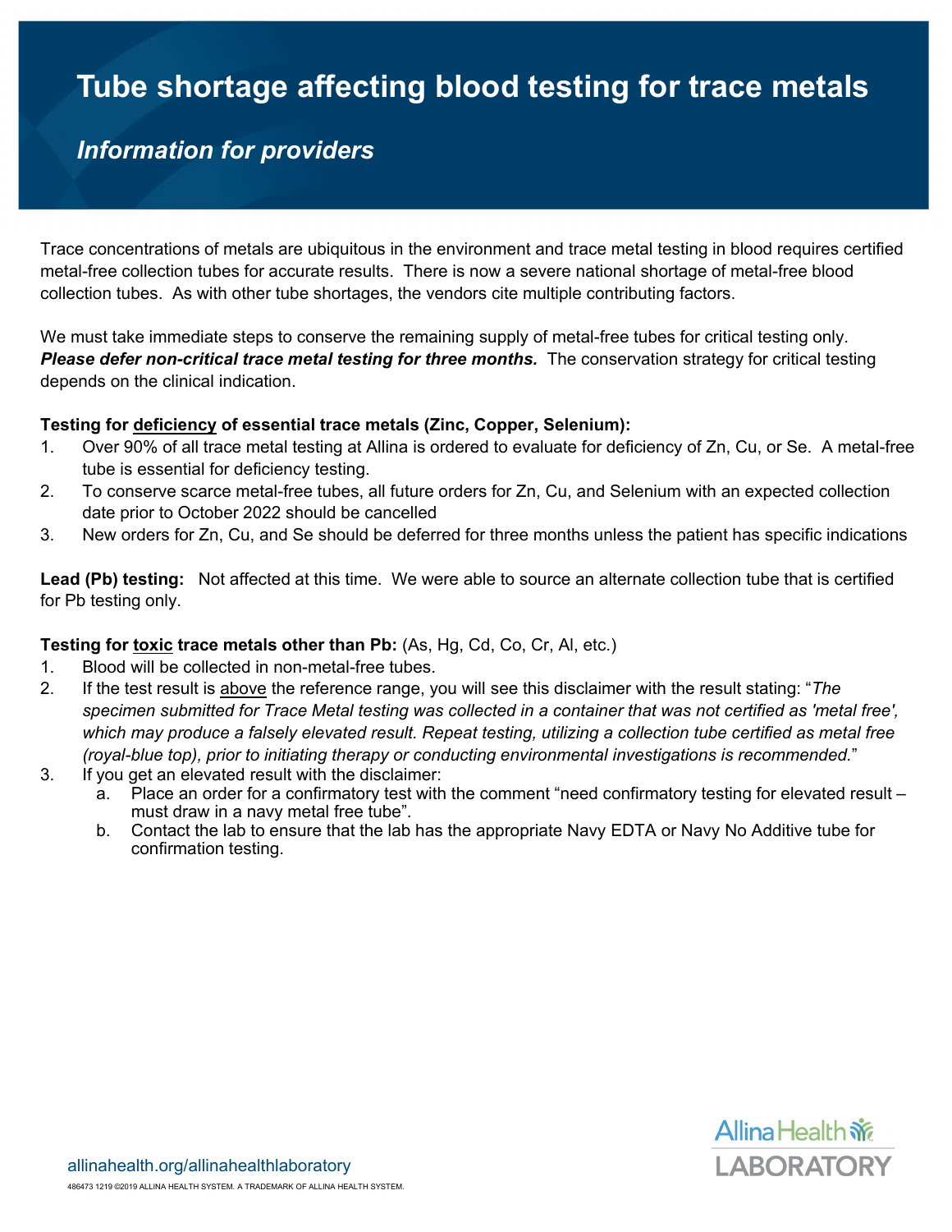# Tube shortage affecting blood testing for trace metals

## *Information for providers*

Trace concentrations of metals are ubiquitous in the environment and trace metal testing in blood requires certified metal-free collection tubes for accurate results. There is now a severe national shortage of metal-free blood collection tubes. As with other tube shortages, the vendors cite multiple contributing factors.

We must take immediate steps to conserve the remaining supply of metal-free tubes for critical testing only. ***Please defer non-critical trace metal testing for three months.*** The conservation strategy for critical testing depends on the clinical indication.

**Testing for <u>deficiency</u> of essential trace metals (Zinc, Copper, Selenium):**

1. Over 90% of all trace metal testing at Allina is ordered to evaluate for deficiency of Zn, Cu, or Se. A metal-free tube is essential for deficiency testing.
2. To conserve scarce metal-free tubes, all future orders for Zn, Cu, and Selenium with an expected collection date prior to October 2022 should be cancelled
3. New orders for Zn, Cu, and Se should be deferred for three months unless the patient has specific indications

**Lead (Pb) testing:** Not affected at this time. We were able to source an alternate collection tube that is certified for Pb testing only.

**Testing for <u>toxic</u> trace metals other than Pb:** (As, Hg, Cd, Co, Cr, Al, etc.)

1. Blood will be collected in non-metal-free tubes.
2. If the test result is <u>above</u> the reference range, you will see this disclaimer with the result stating: "*The specimen submitted for Trace Metal testing was collected in a container that was not certified as 'metal free', which may produce a falsely elevated result. Repeat testing, utilizing a collection tube certified as metal free (royal-blue top), prior to initiating therapy or conducting environmental investigations is recommended.*"
3. If you get an elevated result with the disclaimer:
   a. Place an order for a confirmatory test with the comment "need confirmatory testing for elevated result – must draw in a navy metal free tube".
   b. Contact the lab to ensure that the lab has the appropriate Navy EDTA or Navy No Additive tube for confirmation testing.

allinahealth.org/allinahealthlaboratory

486473 1219 ©2019 ALLINA HEALTH SYSTEM. A TRADEMARK OF ALLINA HEALTH SYSTEM.

Allina Health LABORATORY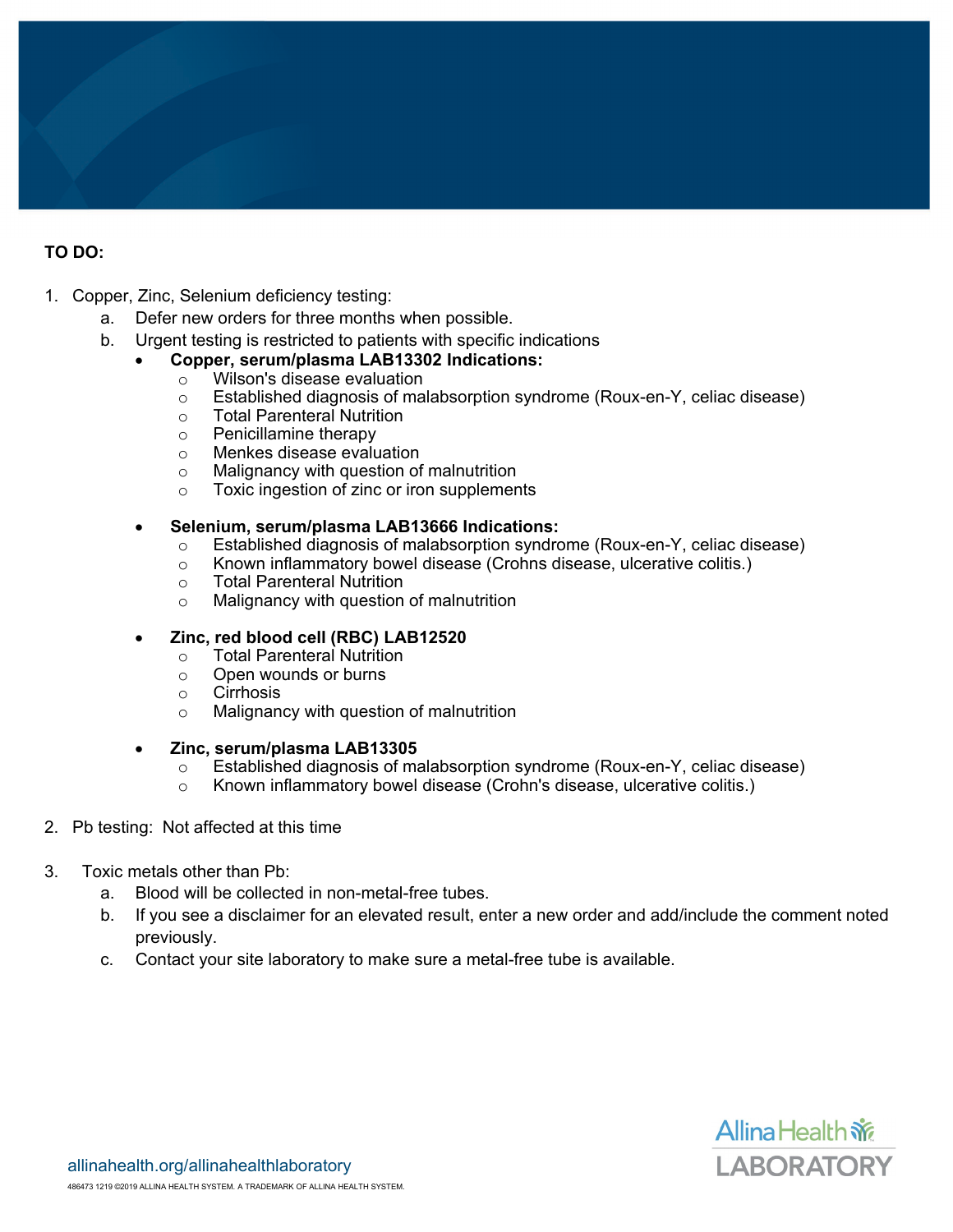**TO DO:**

1. Copper, Zinc, Selenium deficiency testing:
   a. Defer new orders for three months when possible.
   b. Urgent testing is restricted to patients with specific indications
      - **Copper, serum/plasma LAB13302 Indications:**
        - Wilson's disease evaluation
        - Established diagnosis of malabsorption syndrome (Roux-en-Y, celiac disease)
        - Total Parenteral Nutrition
        - Penicillamine therapy
        - Menkes disease evaluation
        - Malignancy with question of malnutrition
        - Toxic ingestion of zinc or iron supplements
      - **Selenium, serum/plasma LAB13666 Indications:**
        - Established diagnosis of malabsorption syndrome (Roux-en-Y, celiac disease)
        - Known inflammatory bowel disease (Crohns disease, ulcerative colitis.)
        - Total Parenteral Nutrition
        - Malignancy with question of malnutrition
      - **Zinc, red blood cell (RBC) LAB12520**
        - Total Parenteral Nutrition
        - Open wounds or burns
        - Cirrhosis
        - Malignancy with question of malnutrition
      - **Zinc, serum/plasma LAB13305**
        - Established diagnosis of malabsorption syndrome (Roux-en-Y, celiac disease)
        - Known inflammatory bowel disease (Crohn's disease, ulcerative colitis.)
2. Pb testing: Not affected at this time
3. Toxic metals other than Pb:
   a. Blood will be collected in non-metal-free tubes.
   b. If you see a disclaimer for an elevated result, enter a new order and add/include the comment noted previously.
   c. Contact your site laboratory to make sure a metal-free tube is available.

allinahealth.org/allinahealthlaboratory

486473 1219 ©2019 ALLINA HEALTH SYSTEM. A TRADEMARK OF ALLINA HEALTH SYSTEM.

Allina Health LABORATORY